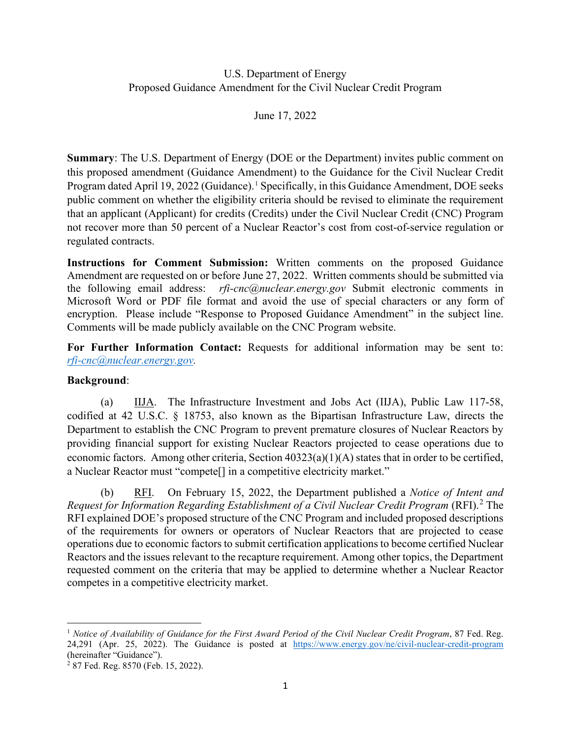U.S. Department of Energy
Proposed Guidance Amendment for the Civil Nuclear Credit Program

June 17, 2022

**Summary**: The U.S. Department of Energy (DOE or the Department) invites public comment on this proposed amendment (Guidance Amendment) to the Guidance for the Civil Nuclear Credit Program dated April 19, 2022 (Guidance).[1] Specifically, in this Guidance Amendment, DOE seeks public comment on whether the eligibility criteria should be revised to eliminate the requirement that an applicant (Applicant) for credits (Credits) under the Civil Nuclear Credit (CNC) Program not recover more than 50 percent of a Nuclear Reactor's cost from cost-of-service regulation or regulated contracts.

**Instructions for Comment Submission:** Written comments on the proposed Guidance Amendment are requested on or before June 27, 2022. Written comments should be submitted via the following email address: *rfi-cnc@nuclear.energy.gov* Submit electronic comments in Microsoft Word or PDF file format and avoid the use of special characters or any form of encryption. Please include "Response to Proposed Guidance Amendment" in the subject line. Comments will be made publicly available on the CNC Program website.

**For Further Information Contact:** Requests for additional information may be sent to: *rfi-cnc@nuclear.energy.gov*.

**Background**:

(a) IIJA. The Infrastructure Investment and Jobs Act (IIJA), Public Law 117-58, codified at 42 U.S.C. § 18753, also known as the Bipartisan Infrastructure Law, directs the Department to establish the CNC Program to prevent premature closures of Nuclear Reactors by providing financial support for existing Nuclear Reactors projected to cease operations due to economic factors. Among other criteria, Section 40323(a)(1)(A) states that in order to be certified, a Nuclear Reactor must "compete[] in a competitive electricity market."

(b) RFI. On February 15, 2022, the Department published a *Notice of Intent and Request for Information Regarding Establishment of a Civil Nuclear Credit Program* (RFI).[2] The RFI explained DOE's proposed structure of the CNC Program and included proposed descriptions of the requirements for owners or operators of Nuclear Reactors that are projected to cease operations due to economic factors to submit certification applications to become certified Nuclear Reactors and the issues relevant to the recapture requirement. Among other topics, the Department requested comment on the criteria that may be applied to determine whether a Nuclear Reactor competes in a competitive electricity market.

---

[1] *Notice of Availability of Guidance for the First Award Period of the Civil Nuclear Credit Program*, 87 Fed. Reg. 24,291 (Apr. 25, 2022). The Guidance is posted at https://www.energy.gov/ne/civil-nuclear-credit-program (hereinafter "Guidance").

[2] 87 Fed. Reg. 8570 (Feb. 15, 2022).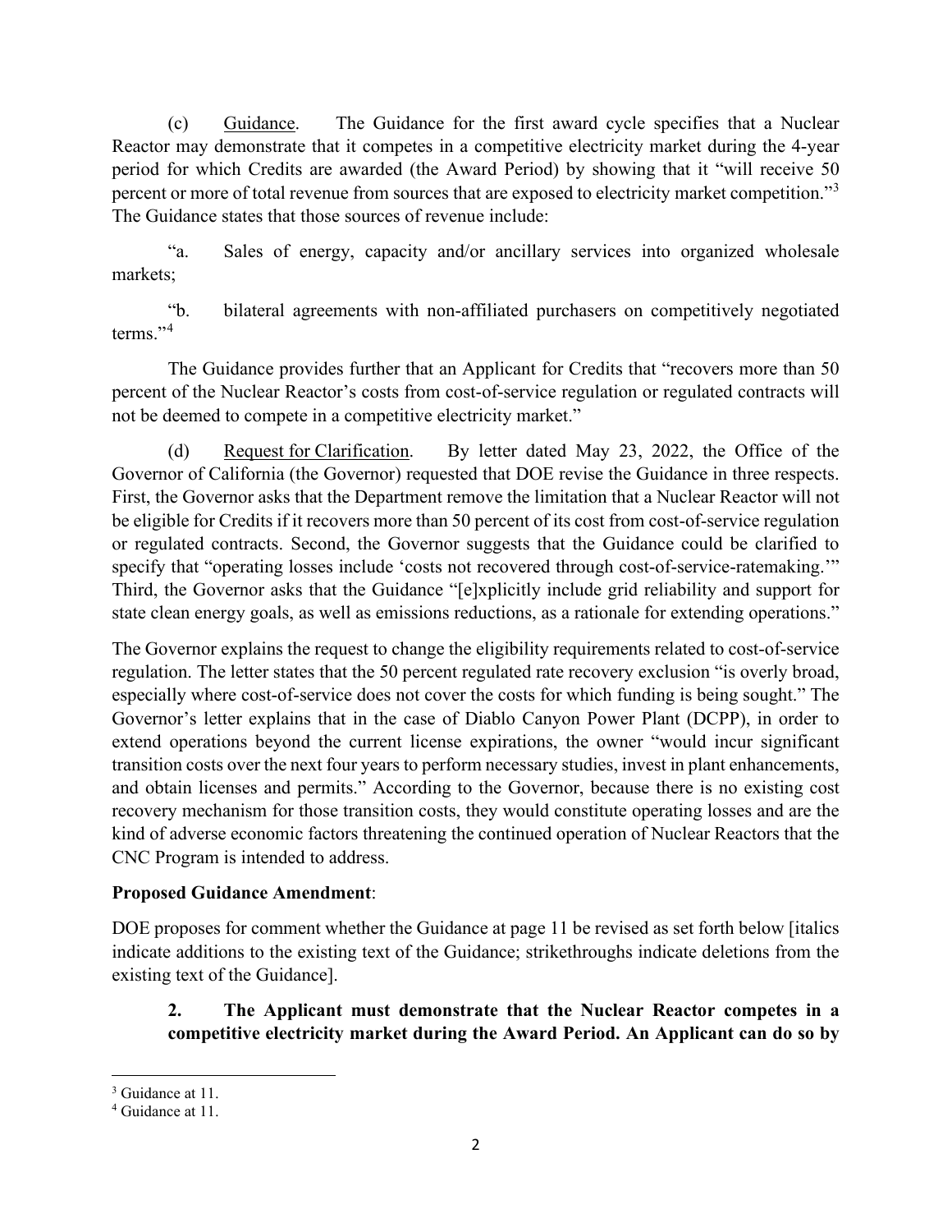(c) Guidance. The Guidance for the first award cycle specifies that a Nuclear Reactor may demonstrate that it competes in a competitive electricity market during the 4-year period for which Credits are awarded (the Award Period) by showing that it "will receive 50 percent or more of total revenue from sources that are exposed to electricity market competition."[3] The Guidance states that those sources of revenue include:

"a. Sales of energy, capacity and/or ancillary services into organized wholesale markets;

"b. bilateral agreements with non-affiliated purchasers on competitively negotiated terms."[4]

The Guidance provides further that an Applicant for Credits that "recovers more than 50 percent of the Nuclear Reactor's costs from cost-of-service regulation or regulated contracts will not be deemed to compete in a competitive electricity market."

(d) Request for Clarification. By letter dated May 23, 2022, the Office of the Governor of California (the Governor) requested that DOE revise the Guidance in three respects. First, the Governor asks that the Department remove the limitation that a Nuclear Reactor will not be eligible for Credits if it recovers more than 50 percent of its cost from cost-of-service regulation or regulated contracts. Second, the Governor suggests that the Guidance could be clarified to specify that "operating losses include 'costs not recovered through cost-of-service-ratemaking.'" Third, the Governor asks that the Guidance "[e]xplicitly include grid reliability and support for state clean energy goals, as well as emissions reductions, as a rationale for extending operations."

The Governor explains the request to change the eligibility requirements related to cost-of-service regulation. The letter states that the 50 percent regulated rate recovery exclusion "is overly broad, especially where cost-of-service does not cover the costs for which funding is being sought." The Governor's letter explains that in the case of Diablo Canyon Power Plant (DCPP), in order to extend operations beyond the current license expirations, the owner "would incur significant transition costs over the next four years to perform necessary studies, invest in plant enhancements, and obtain licenses and permits." According to the Governor, because there is no existing cost recovery mechanism for those transition costs, they would constitute operating losses and are the kind of adverse economic factors threatening the continued operation of Nuclear Reactors that the CNC Program is intended to address.

**Proposed Guidance Amendment**:

DOE proposes for comment whether the Guidance at page 11 be revised as set forth below [italics indicate additions to the existing text of the Guidance; strikethroughs indicate deletions from the existing text of the Guidance].

**2. The Applicant must demonstrate that the Nuclear Reactor competes in a competitive electricity market during the Award Period. An Applicant can do so by**

---

[3] Guidance at 11.

[4] Guidance at 11.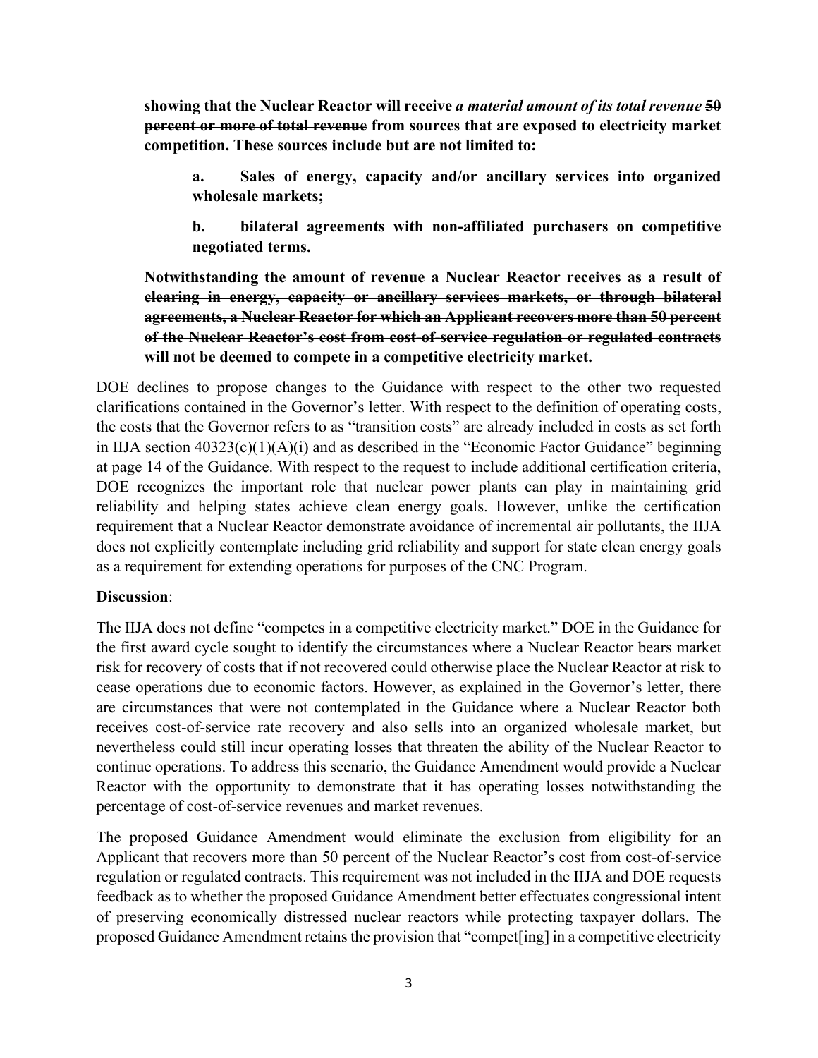**showing that the Nuclear Reactor will receive *a material amount of its total revenue* ~~50 percent or more of total revenue~~ from sources that are exposed to electricity market competition. These sources include but are not limited to:**

> **a. Sales of energy, capacity and/or ancillary services into organized wholesale markets;**
>
> **b. bilateral agreements with non-affiliated purchasers on competitive negotiated terms.**

**~~Notwithstanding the amount of revenue a Nuclear Reactor receives as a result of clearing in energy, capacity or ancillary services markets, or through bilateral agreements, a Nuclear Reactor for which an Applicant recovers more than 50 percent of the Nuclear Reactor's cost from cost-of-service regulation or regulated contracts will not be deemed to compete in a competitive electricity market.~~**

DOE declines to propose changes to the Guidance with respect to the other two requested clarifications contained in the Governor's letter. With respect to the definition of operating costs, the costs that the Governor refers to as "transition costs" are already included in costs as set forth in IIJA section 40323(c)(1)(A)(i) and as described in the "Economic Factor Guidance" beginning at page 14 of the Guidance. With respect to the request to include additional certification criteria, DOE recognizes the important role that nuclear power plants can play in maintaining grid reliability and helping states achieve clean energy goals. However, unlike the certification requirement that a Nuclear Reactor demonstrate avoidance of incremental air pollutants, the IIJA does not explicitly contemplate including grid reliability and support for state clean energy goals as a requirement for extending operations for purposes of the CNC Program.

**Discussion**:

The IIJA does not define "competes in a competitive electricity market." DOE in the Guidance for the first award cycle sought to identify the circumstances where a Nuclear Reactor bears market risk for recovery of costs that if not recovered could otherwise place the Nuclear Reactor at risk to cease operations due to economic factors. However, as explained in the Governor's letter, there are circumstances that were not contemplated in the Guidance where a Nuclear Reactor both receives cost-of-service rate recovery and also sells into an organized wholesale market, but nevertheless could still incur operating losses that threaten the ability of the Nuclear Reactor to continue operations. To address this scenario, the Guidance Amendment would provide a Nuclear Reactor with the opportunity to demonstrate that it has operating losses notwithstanding the percentage of cost-of-service revenues and market revenues.

The proposed Guidance Amendment would eliminate the exclusion from eligibility for an Applicant that recovers more than 50 percent of the Nuclear Reactor's cost from cost-of-service regulation or regulated contracts. This requirement was not included in the IIJA and DOE requests feedback as to whether the proposed Guidance Amendment better effectuates congressional intent of preserving economically distressed nuclear reactors while protecting taxpayer dollars. The proposed Guidance Amendment retains the provision that "compet[ing] in a competitive electricity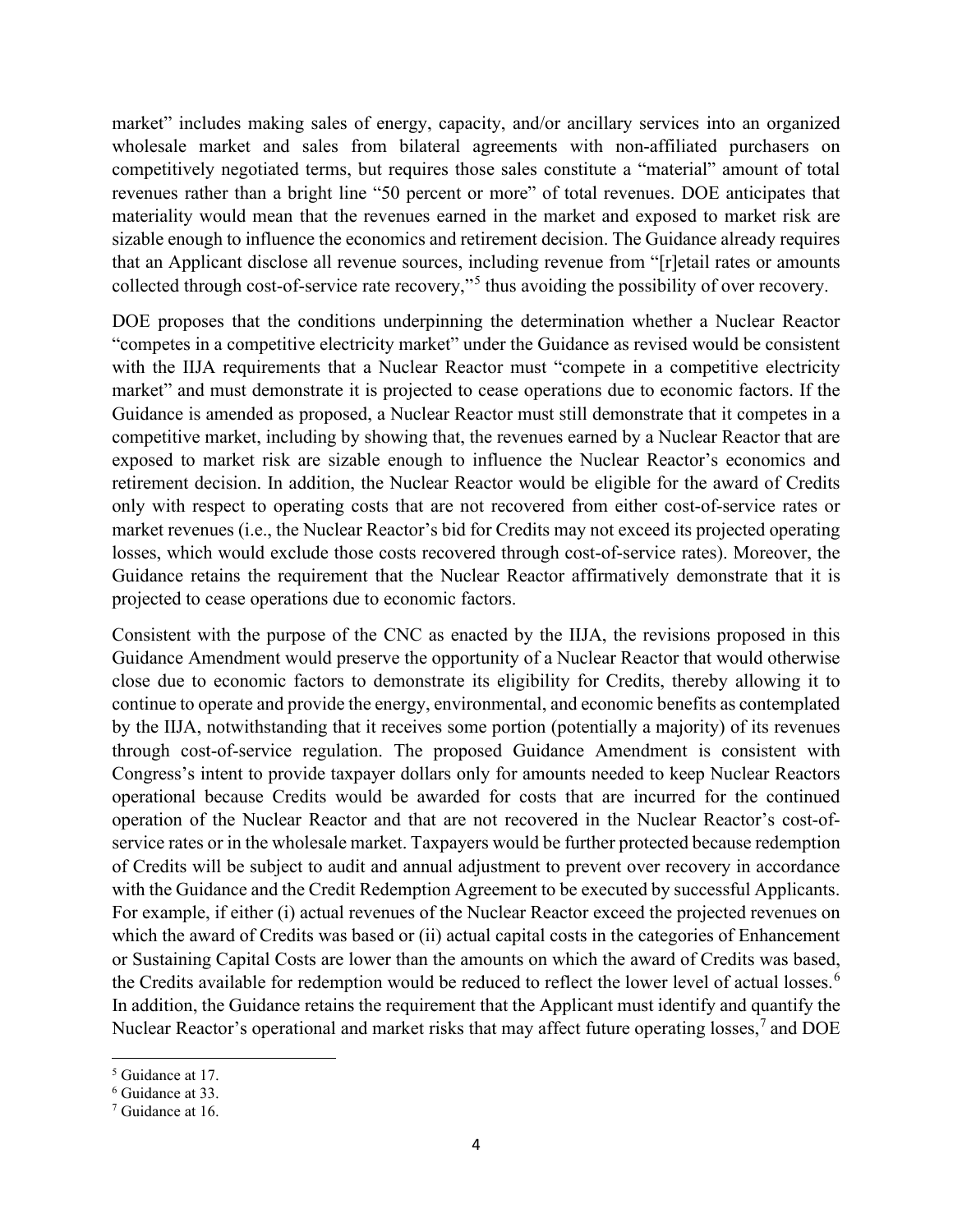market" includes making sales of energy, capacity, and/or ancillary services into an organized wholesale market and sales from bilateral agreements with non-affiliated purchasers on competitively negotiated terms, but requires those sales constitute a "material" amount of total revenues rather than a bright line "50 percent or more" of total revenues. DOE anticipates that materiality would mean that the revenues earned in the market and exposed to market risk are sizable enough to influence the economics and retirement decision. The Guidance already requires that an Applicant disclose all revenue sources, including revenue from "[r]etail rates or amounts collected through cost-of-service rate recovery,"[5] thus avoiding the possibility of over recovery.

DOE proposes that the conditions underpinning the determination whether a Nuclear Reactor "competes in a competitive electricity market" under the Guidance as revised would be consistent with the IIJA requirements that a Nuclear Reactor must "compete in a competitive electricity market" and must demonstrate it is projected to cease operations due to economic factors. If the Guidance is amended as proposed, a Nuclear Reactor must still demonstrate that it competes in a competitive market, including by showing that, the revenues earned by a Nuclear Reactor that are exposed to market risk are sizable enough to influence the Nuclear Reactor's economics and retirement decision. In addition, the Nuclear Reactor would be eligible for the award of Credits only with respect to operating costs that are not recovered from either cost-of-service rates or market revenues (i.e., the Nuclear Reactor's bid for Credits may not exceed its projected operating losses, which would exclude those costs recovered through cost-of-service rates). Moreover, the Guidance retains the requirement that the Nuclear Reactor affirmatively demonstrate that it is projected to cease operations due to economic factors.

Consistent with the purpose of the CNC as enacted by the IIJA, the revisions proposed in this Guidance Amendment would preserve the opportunity of a Nuclear Reactor that would otherwise close due to economic factors to demonstrate its eligibility for Credits, thereby allowing it to continue to operate and provide the energy, environmental, and economic benefits as contemplated by the IIJA, notwithstanding that it receives some portion (potentially a majority) of its revenues through cost-of-service regulation. The proposed Guidance Amendment is consistent with Congress's intent to provide taxpayer dollars only for amounts needed to keep Nuclear Reactors operational because Credits would be awarded for costs that are incurred for the continued operation of the Nuclear Reactor and that are not recovered in the Nuclear Reactor's cost-of-service rates or in the wholesale market. Taxpayers would be further protected because redemption of Credits will be subject to audit and annual adjustment to prevent over recovery in accordance with the Guidance and the Credit Redemption Agreement to be executed by successful Applicants. For example, if either (i) actual revenues of the Nuclear Reactor exceed the projected revenues on which the award of Credits was based or (ii) actual capital costs in the categories of Enhancement or Sustaining Capital Costs are lower than the amounts on which the award of Credits was based, the Credits available for redemption would be reduced to reflect the lower level of actual losses.[6] In addition, the Guidance retains the requirement that the Applicant must identify and quantify the Nuclear Reactor's operational and market risks that may affect future operating losses,[7] and DOE

---

[5] Guidance at 17.

[6] Guidance at 33.

[7] Guidance at 16.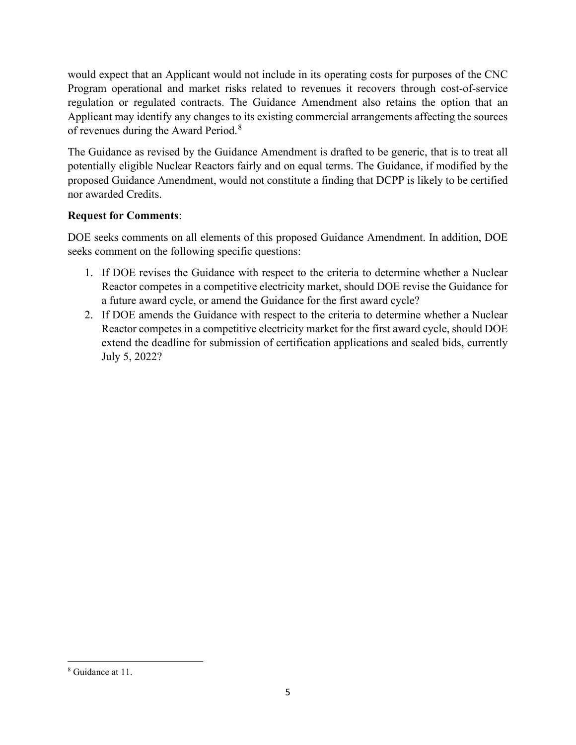would expect that an Applicant would not include in its operating costs for purposes of the CNC Program operational and market risks related to revenues it recovers through cost-of-service regulation or regulated contracts. The Guidance Amendment also retains the option that an Applicant may identify any changes to its existing commercial arrangements affecting the sources of revenues during the Award Period.[8]

The Guidance as revised by the Guidance Amendment is drafted to be generic, that is to treat all potentially eligible Nuclear Reactors fairly and on equal terms. The Guidance, if modified by the proposed Guidance Amendment, would not constitute a finding that DCPP is likely to be certified nor awarded Credits.

**Request for Comments**:

DOE seeks comments on all elements of this proposed Guidance Amendment. In addition, DOE seeks comment on the following specific questions:

1. If DOE revises the Guidance with respect to the criteria to determine whether a Nuclear Reactor competes in a competitive electricity market, should DOE revise the Guidance for a future award cycle, or amend the Guidance for the first award cycle?
2. If DOE amends the Guidance with respect to the criteria to determine whether a Nuclear Reactor competes in a competitive electricity market for the first award cycle, should DOE extend the deadline for submission of certification applications and sealed bids, currently July 5, 2022?

---

[8] Guidance at 11.